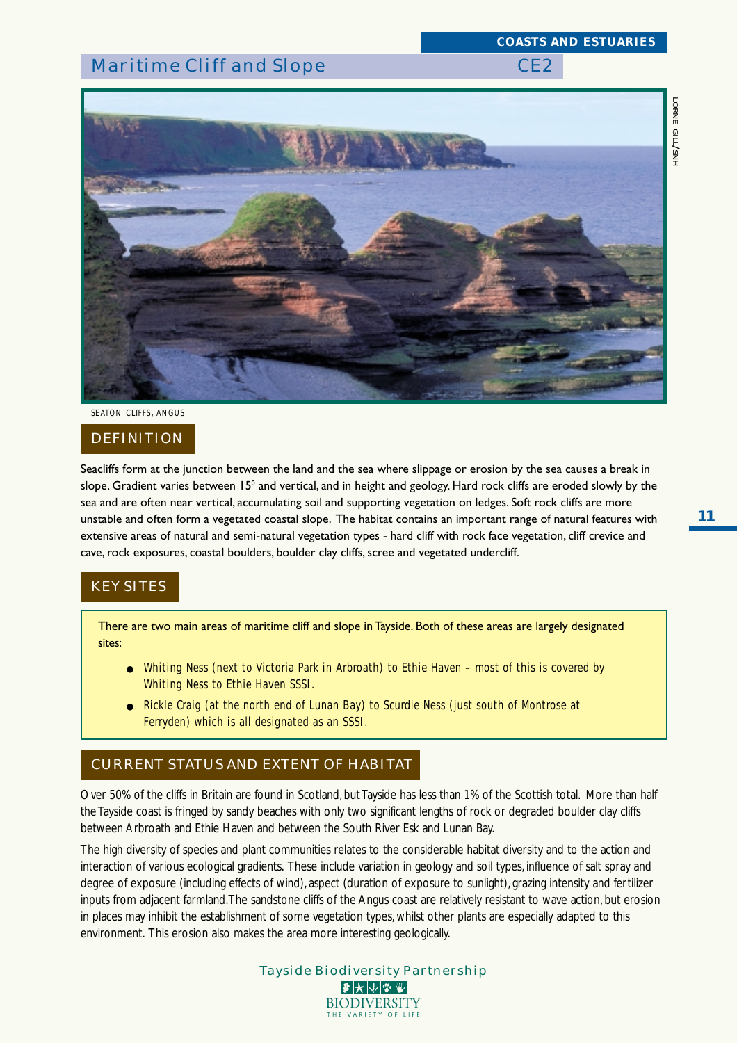COASTS AND ESTUARIES

# Maritime Cliff and Slope CE2

SEATON CLIFFS, ANGUS

## DEFINITION

Seacliffs form at the junction between the land and the sea where slippage or erosion by the sea causes a break in slope. Gradient varies between 15$^{0}$ and vertical, and in height and geology. Hard rock cliffs are eroded slowly by the sea and are often near vertical, accumulating soil and supporting vegetation on ledges. Soft rock cliffs are more unstable and often form a vegetated coastal slope. The habitat contains an important range of natural features with extensive areas of natural and semi-natural vegetation types - hard cliff with rock face vegetation, cliff crevice and cave, rock exposures, coastal boulders, boulder clay cliffs, scree and vegetated undercliff.

## KEY SITES

There are two main areas of maritime cliff and slope in Tayside. Both of these areas are largely designated sites:

- Whiting Ness (next to Victoria Park in Arbroath) to Ethie Haven – most of this is covered by Whiting Ness to Ethie Haven SSSI.
- Rickle Craig (at the north end of Lunan Bay) to Scurdie Ness (just south of Montrose at Ferryden) which is all designated as an SSSI.

## CURRENT STATUS AND EXTENT OF HABITAT

Over 50% of the cliffs in Britain are found in Scotland, but Tayside has less than 1% of the Scottish total. More than half the Tayside coast is fringed by sandy beaches with only two significant lengths of rock or degraded boulder clay cliffs between Arbroath and Ethie Haven and between the South River Esk and Lunan Bay.

The high diversity of species and plant communities relates to the considerable habitat diversity and to the action and interaction of various ecological gradients. These include variation in geology and soil types, influence of salt spray and degree of exposure (including effects of wind), aspect (duration of exposure to sunlight), grazing intensity and fertilizer inputs from adjacent farmland. The sandstone cliffs of the Angus coast are relatively resistant to wave action, but erosion in places may inhibit the establishment of some vegetation types, whilst other plants are especially adapted to this environment. This erosion also makes the area more interesting geologically.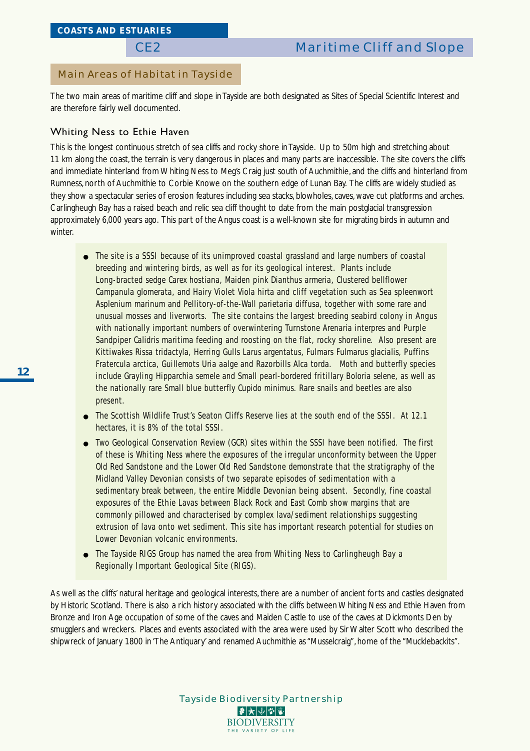COASTS AND ESTUARIES

# CE2 Maritime Cliff and Slope

## Main Areas of Habitat in Tayside

The two main areas of maritime cliff and slope in Tayside are both designated as Sites of Special Scientific Interest and are therefore fairly well documented.

### Whiting Ness to Ethie Haven

This is the longest continuous stretch of sea cliffs and rocky shore in Tayside. Up to 50m high and stretching about 11 km along the coast, the terrain is very dangerous in places and many parts are inaccessible. The site covers the cliffs and immediate hinterland from Whiting Ness to Meg's Craig just south of Auchmithie, and the cliffs and hinterland from Rumness, north of Auchmithie to Corbie Knowe on the southern edge of Lunan Bay. The cliffs are widely studied as they show a spectacular series of erosion features including sea stacks, blowholes, caves, wave cut platforms and arches. Carlingheugh Bay has a raised beach and relic sea cliff thought to date from the main postglacial transgression approximately 6,000 years ago. This part of the Angus coast is a well-known site for migrating birds in autumn and winter.

- The site is a SSSI because of its unimproved coastal grassland and large numbers of coastal breeding and wintering birds, as well as for its geological interest. Plants include Long-bracted sedge *Carex hostiana*, Maiden pink *Dianthus armeria*, Clustered bellflower *Campanula glomerata*, and Hairy Violet *Viola hirta* and cliff vegetation such as Sea spleenwort *Asplenium marinum* and Pellitory-of-the-Wall *parietaria diffusa*, together with some rare and unusual mosses and liverworts. The site contains the largest breeding seabird colony in Angus with nationally important numbers of overwintering Turnstone *Arenaria interpres* and Purple Sandpiper *Calidris maritima* feeding and roosting on the flat, rocky shoreline. Also present are Kittiwakes *Rissa tridactyla*, Herring Gulls *Larus argentatus*, Fulmars *Fulmarus glacialis*, Puffins *Fratercula arctica*, Guillemots *Uria aalge* and Razorbills *Alca torda*. Moth and butterfly species include Grayling *Hipparchia semele* and Small pearl-bordered fritillary *Boloria selene*, as well as the nationally rare Small blue butterfly *Cupido minimus*. Rare snails and beetles are also present.
- The Scottish Wildlife Trust's Seaton Cliffs Reserve lies at the south end of the SSSI. At 12.1 hectares, it is 8% of the total SSSI.
- Two Geological Conservation Review (GCR) sites within the SSSI have been notified. The first of these is Whiting Ness where the exposures of the irregular unconformity between the Upper Old Red Sandstone and the Lower Old Red Sandstone demonstrate that the stratigraphy of the Midland Valley Devonian consists of two separate episodes of sedimentation with a sedimentary break between, the entire Middle Devonian being absent. Secondly, fine coastal exposures of the Ethie Lavas between Black Rock and East Comb show margins that are commonly pillowed and characterised by complex lava/sediment relationships suggesting extrusion of lava onto wet sediment. This site has important research potential for studies on Lower Devonian volcanic environments.
- The Tayside RIGS Group has named the area from Whiting Ness to Carlingheugh Bay a Regionally Important Geological Site (RIGS).

As well as the cliffs' natural heritage and geological interests, there are a number of ancient forts and castles designated by Historic Scotland. There is also a rich history associated with the cliffs between Whiting Ness and Ethie Haven from Bronze and Iron Age occupation of some of the caves and Maiden Castle to use of the caves at Dickmonts Den by smugglers and wreckers. Places and events associated with the area were used by Sir Walter Scott who described the shipwreck of January 1800 in 'The Antiquary' and renamed Auchmithie as "Musselcraig", home of the "Mucklebackits".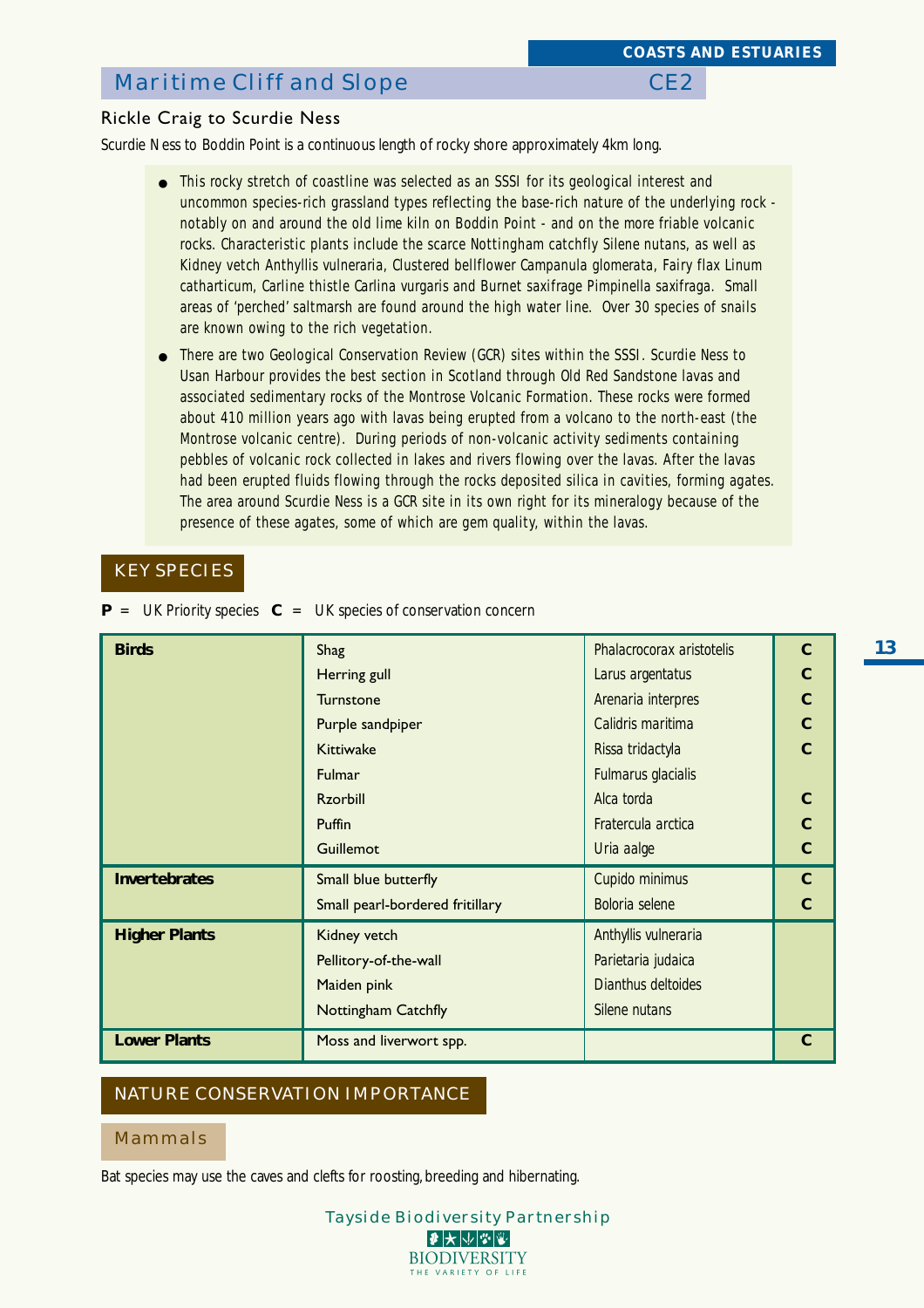## Maritime Cliff and Slope CE2

### Rickle Craig to Scurdie Ness

Scurdie Ness to Boddin Point is a continuous length of rocky shore approximately 4km long.

- This rocky stretch of coastline was selected as an SSSI for its geological interest and uncommon species-rich grassland types reflecting the base-rich nature of the underlying rock - notably on and around the old lime kiln on Boddin Point - and on the more friable volcanic rocks. Characteristic plants include the scarce Nottingham catchfly Silene nutans, as well as Kidney vetch Anthyllis vulneraria, Clustered bellflower Campanula glomerata, Fairy flax Linum catharticum, Carline thistle Carlina vurgaris and Burnet saxifrage Pimpinella saxifraga. Small areas of 'perched' saltmarsh are found around the high water line. Over 30 species of snails are known owing to the rich vegetation.
- There are two Geological Conservation Review (GCR) sites within the SSSI. Scurdie Ness to Usan Harbour provides the best section in Scotland through Old Red Sandstone lavas and associated sedimentary rocks of the Montrose Volcanic Formation. These rocks were formed about 410 million years ago with lavas being erupted from a volcano to the north-east (the Montrose volcanic centre). During periods of non-volcanic activity sediments containing pebbles of volcanic rock collected in lakes and rivers flowing over the lavas. After the lavas had been erupted fluids flowing through the rocks deposited silica in cavities, forming agates. The area around Scurdie Ness is a GCR site in its own right for its mineralogy because of the presence of these agates, some of which are gem quality, within the lavas.

## KEY SPECIES

**P** = UK Priority species **C** = UK species of conservation concern

| | | | |
|---|---|---|---|
| **Birds** | Shag | Phalacrocorax aristotelis | **C** |
| | Herring gull | Larus argentatus | **C** |
| | Turnstone | Arenaria interpres | **C** |
| | Purple sandpiper | Calidris maritima | **C** |
| | Kittiwake | Rissa tridactyla | **C** |
| | Fulmar | Fulmarus glacialis | |
| | Rzorbill | Alca torda | **C** |
| | Puffin | Fratercula arctica | **C** |
| | Guillemot | Uria aalge | **C** |
| **Invertebrates** | Small blue butterfly | Cupido minimus | **C** |
| | Small pearl-bordered fritillary | Boloria selene | **C** |
| **Higher Plants** | Kidney vetch | Anthyllis vulneraria | |
| | Pellitory-of-the-wall | Parietaria judaica | |
| | Maiden pink | Dianthus deltoides | |
| | Nottingham Catchfly | Silene nutans | |
| **Lower Plants** | Moss and liverwort spp. | | **C** |

## NATURE CONSERVATION IMPORTANCE

### Mammals

Bat species may use the caves and clefts for roosting, breeding and hibernating.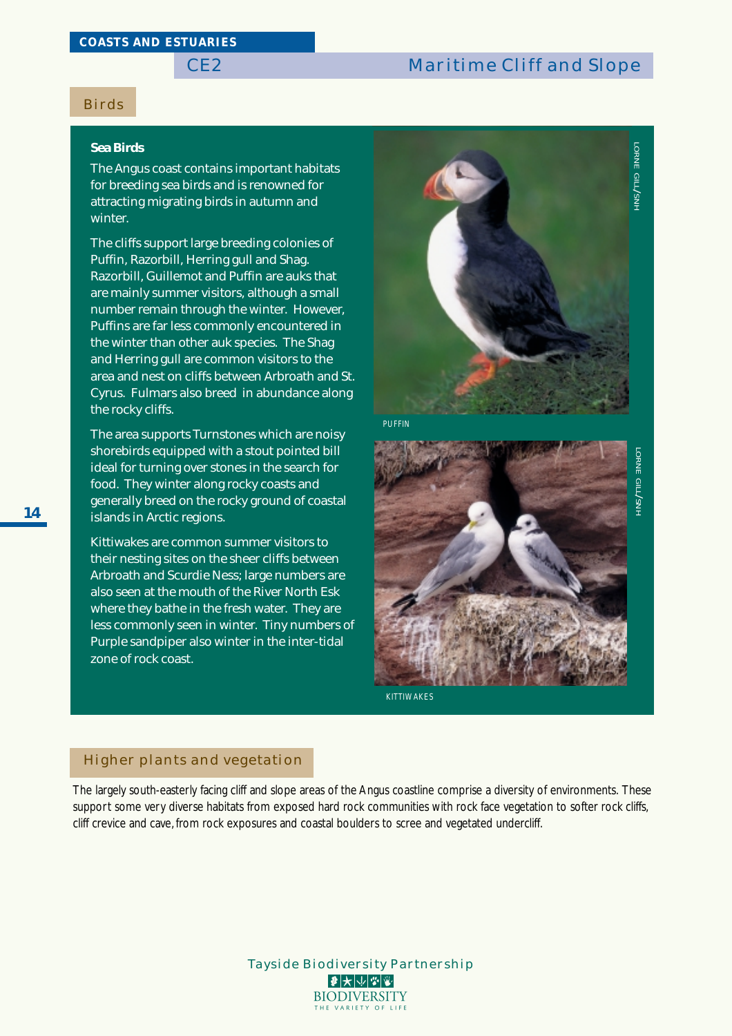# COASTS AND ESTUARIES

## CE2 Maritime Cliff and Slope

### Birds

**Sea Birds**

The Angus coast contains important habitats for breeding sea birds and is renowned for attracting migrating birds in autumn and winter.

The cliffs support large breeding colonies of Puffin, Razorbill, Herring gull and Shag. Razorbill, Guillemot and Puffin are auks that are mainly summer visitors, although a small number remain through the winter. However, Puffins are far less commonly encountered in the winter than other auk species. The Shag and Herring gull are common visitors to the area and nest on cliffs between Arbroath and St. Cyrus. Fulmars also breed in abundance along the rocky cliffs.

The area supports Turnstones which are noisy shorebirds equipped with a stout pointed bill ideal for turning over stones in the search for food. They winter along rocky coasts and generally breed on the rocky ground of coastal islands in Arctic regions.

Kittiwakes are common summer visitors to their nesting sites on the sheer cliffs between Arbroath and Scurdie Ness; large numbers are also seen at the mouth of the River North Esk where they bathe in the fresh water. They are less commonly seen in winter. Tiny numbers of Purple sandpiper also winter in the inter-tidal zone of rock coast.

LORNE GILL/SNH

PUFFIN

LORNE GILL/SNH

KITTIWAKES

### Higher plants and vegetation

The largely south-easterly facing cliff and slope areas of the Angus coastline comprise a diversity of environments. These support some very diverse habitats from exposed hard rock communities with rock face vegetation to softer rock cliffs, cliff crevice and cave, from rock exposures and coastal boulders to scree and vegetated undercliff.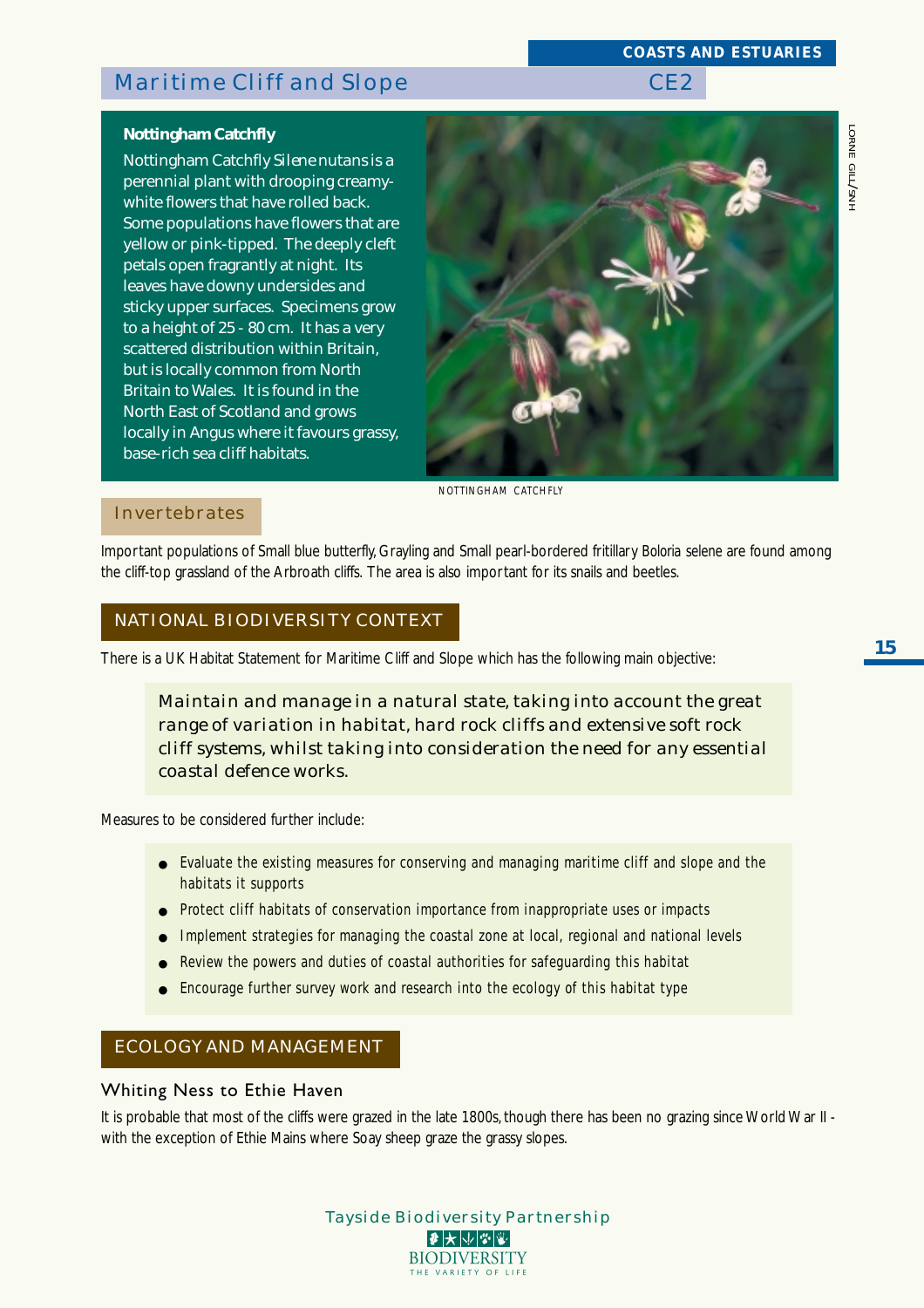## Maritime Cliff and Slope CE2

### Nottingham Catchfly

Nottingham Catchfly *Silene nutans* is a perennial plant with drooping creamy-white flowers that have rolled back. Some populations have flowers that are yellow or pink-tipped. The deeply cleft petals open fragrantly at night. Its leaves have downy undersides and sticky upper surfaces. Specimens grow to a height of 25 - 80 cm. It has a very scattered distribution within Britain, but is locally common from North Britain to Wales. It is found in the North East of Scotland and grows locally in Angus where it favours grassy, base-rich sea cliff habitats.

NOTTINGHAM CATCHFLY

LORNE GILL/SNH

### Invertebrates

Important populations of Small blue butterfly, Grayling and Small pearl-bordered fritillary *Boloria selene* are found among the cliff-top grassland of the Arbroath cliffs. The area is also important for its snails and beetles.

## NATIONAL BIODIVERSITY CONTEXT

There is a UK Habitat Statement for Maritime Cliff and Slope which has the following main objective:

> Maintain and manage in a natural state, taking into account the great range of variation in habitat, hard rock cliffs and extensive soft rock cliff systems, whilst taking into consideration the need for any essential coastal defence works.

Measures to be considered further include:

- Evaluate the existing measures for conserving and managing maritime cliff and slope and the habitats it supports
- Protect cliff habitats of conservation importance from inappropriate uses or impacts
- Implement strategies for managing the coastal zone at local, regional and national levels
- Review the powers and duties of coastal authorities for safeguarding this habitat
- Encourage further survey work and research into the ecology of this habitat type

## ECOLOGY AND MANAGEMENT

### Whiting Ness to Ethie Haven

It is probable that most of the cliffs were grazed in the late 1800s, though there has been no grazing since World War II - with the exception of Ethie Mains where Soay sheep graze the grassy slopes.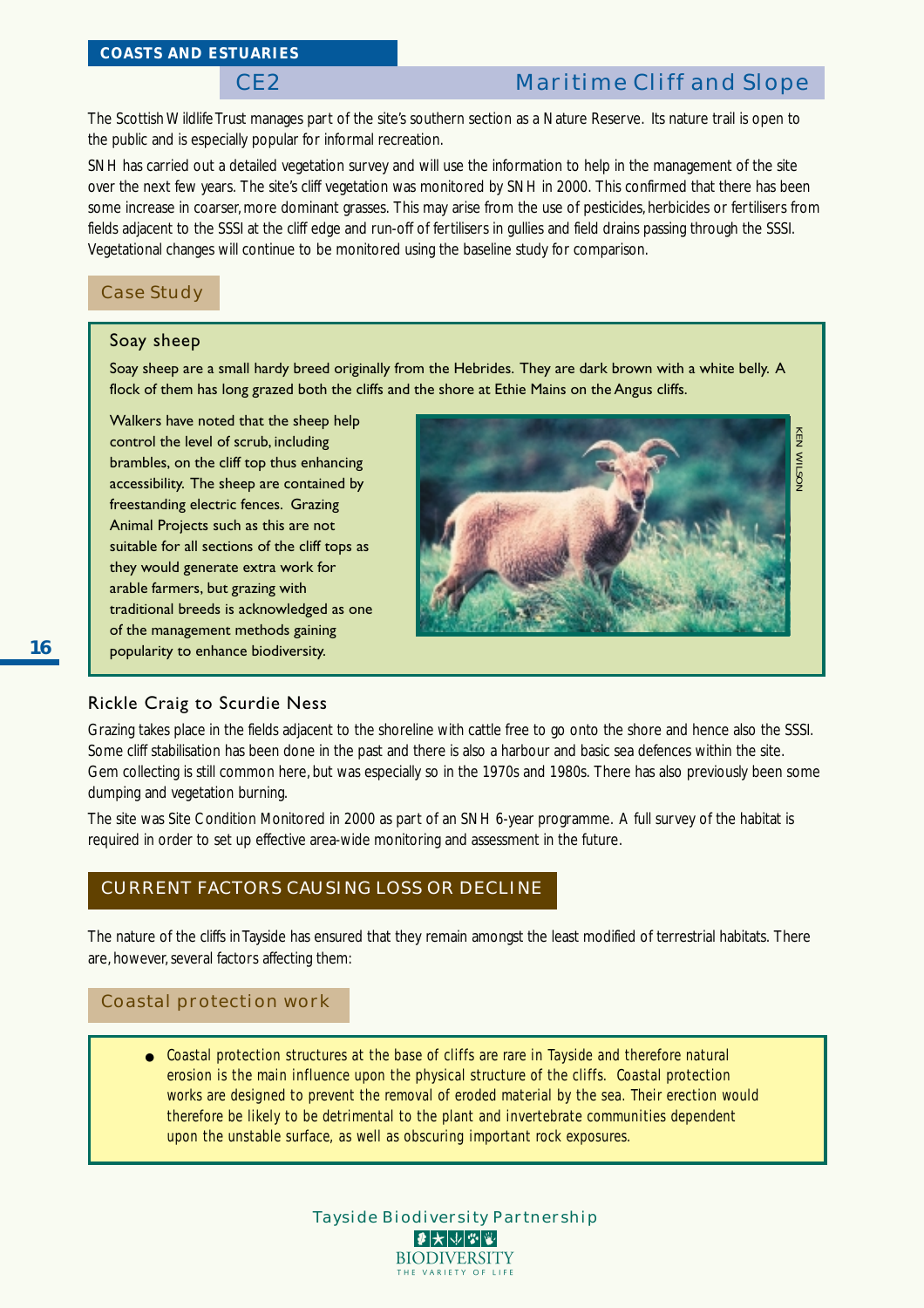COASTS AND ESTUARIES

## CE2 Maritime Cliff and Slope

The Scottish Wildlife Trust manages part of the site's southern section as a Nature Reserve. Its nature trail is open to the public and is especially popular for informal recreation.

SNH has carried out a detailed vegetation survey and will use the information to help in the management of the site over the next few years. The site's cliff vegetation was monitored by SNH in 2000. This confirmed that there has been some increase in coarser, more dominant grasses. This may arise from the use of pesticides, herbicides or fertilisers from fields adjacent to the SSSI at the cliff edge and run-off of fertilisers in gullies and field drains passing through the SSSI. Vegetational changes will continue to be monitored using the baseline study for comparison.

### Case Study

#### Soay sheep

Soay sheep are a small hardy breed originally from the Hebrides. They are dark brown with a white belly. A flock of them has long grazed both the cliffs and the shore at Ethie Mains on the Angus cliffs.

Walkers have noted that the sheep help control the level of scrub, including brambles, on the cliff top thus enhancing accessibility. The sheep are contained by freestanding electric fences. Grazing Animal Projects such as this are not suitable for all sections of the cliff tops as they would generate extra work for arable farmers, but grazing with traditional breeds is acknowledged as one of the management methods gaining popularity to enhance biodiversity.

KEN WILSON

### Rickle Craig to Scurdie Ness

Grazing takes place in the fields adjacent to the shoreline with cattle free to go onto the shore and hence also the SSSI. Some cliff stabilisation has been done in the past and there is also a harbour and basic sea defences within the site. Gem collecting is still common here, but was especially so in the 1970s and 1980s. There has also previously been some dumping and vegetation burning.

The site was Site Condition Monitored in 2000 as part of an SNH 6-year programme. A full survey of the habitat is required in order to set up effective area-wide monitoring and assessment in the future.

## CURRENT FACTORS CAUSING LOSS OR DECLINE

The nature of the cliffs in Tayside has ensured that they remain amongst the least modified of terrestrial habitats. There are, however, several factors affecting them:

### Coastal protection work

- Coastal protection structures at the base of cliffs are rare in Tayside and therefore natural erosion is the main influence upon the physical structure of the cliffs. Coastal protection works are designed to prevent the removal of eroded material by the sea. Their erection would therefore be likely to be detrimental to the plant and invertebrate communities dependent upon the unstable surface, as well as obscuring important rock exposures.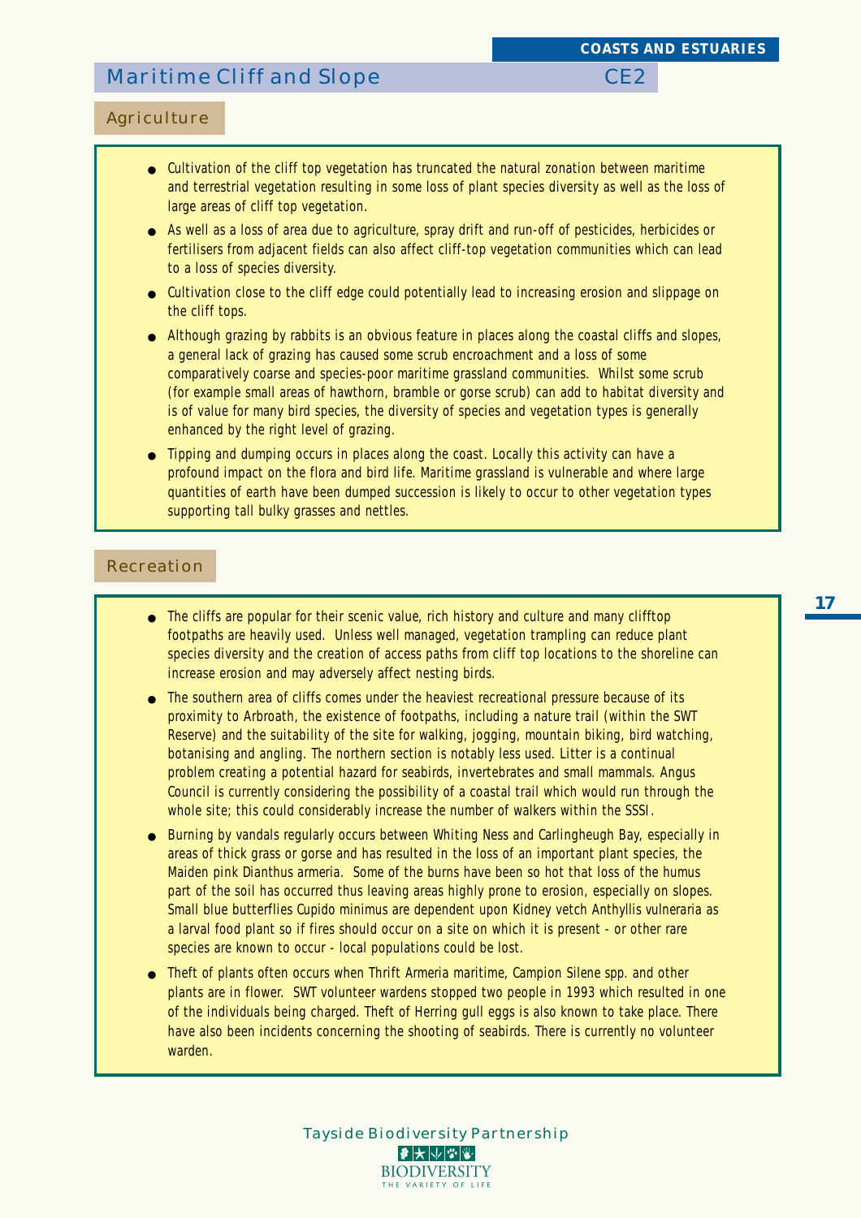## Maritime Cliff and Slope CE2

### Agriculture

- Cultivation of the cliff top vegetation has truncated the natural zonation between maritime and terrestrial vegetation resulting in some loss of plant species diversity as well as the loss of large areas of cliff top vegetation.
- As well as a loss of area due to agriculture, spray drift and run-off of pesticides, herbicides or fertilisers from adjacent fields can also affect cliff-top vegetation communities which can lead to a loss of species diversity.
- Cultivation close to the cliff edge could potentially lead to increasing erosion and slippage on the cliff tops.
- Although grazing by rabbits is an obvious feature in places along the coastal cliffs and slopes, a general lack of grazing has caused some scrub encroachment and a loss of some comparatively coarse and species-poor maritime grassland communities. Whilst some scrub (for example small areas of hawthorn, bramble or gorse scrub) can add to habitat diversity and is of value for many bird species, the diversity of species and vegetation types is generally enhanced by the right level of grazing.
- Tipping and dumping occurs in places along the coast. Locally this activity can have a profound impact on the flora and bird life. Maritime grassland is vulnerable and where large quantities of earth have been dumped succession is likely to occur to other vegetation types supporting tall bulky grasses and nettles.

### Recreation

- The cliffs are popular for their scenic value, rich history and culture and many clifftop footpaths are heavily used. Unless well managed, vegetation trampling can reduce plant species diversity and the creation of access paths from cliff top locations to the shoreline can increase erosion and may adversely affect nesting birds.
- The southern area of cliffs comes under the heaviest recreational pressure because of its proximity to Arbroath, the existence of footpaths, including a nature trail (within the SWT Reserve) and the suitability of the site for walking, jogging, mountain biking, bird watching, botanising and angling. The northern section is notably less used. Litter is a continual problem creating a potential hazard for seabirds, invertebrates and small mammals. Angus Council is currently considering the possibility of a coastal trail which would run through the whole site; this could considerably increase the number of walkers within the SSSI.
- Burning by vandals regularly occurs between Whiting Ness and Carlingheugh Bay, especially in areas of thick grass or gorse and has resulted in the loss of an important plant species, the Maiden pink *Dianthus armeria*. Some of the burns have been so hot that loss of the humus part of the soil has occurred thus leaving areas highly prone to erosion, especially on slopes. Small blue butterflies *Cupido minimus* are dependent upon Kidney vetch *Anthyllis vulneraria* as a larval food plant so if fires should occur on a site on which it is present - or other rare species are known to occur - local populations could be lost.
- Theft of plants often occurs when Thrift *Armeria maritime*, Campion *Silene* spp. and other plants are in flower. SWT volunteer wardens stopped two people in 1993 which resulted in one of the individuals being charged. Theft of Herring gull eggs is also known to take place. There have also been incidents concerning the shooting of seabirds. There is currently no volunteer warden.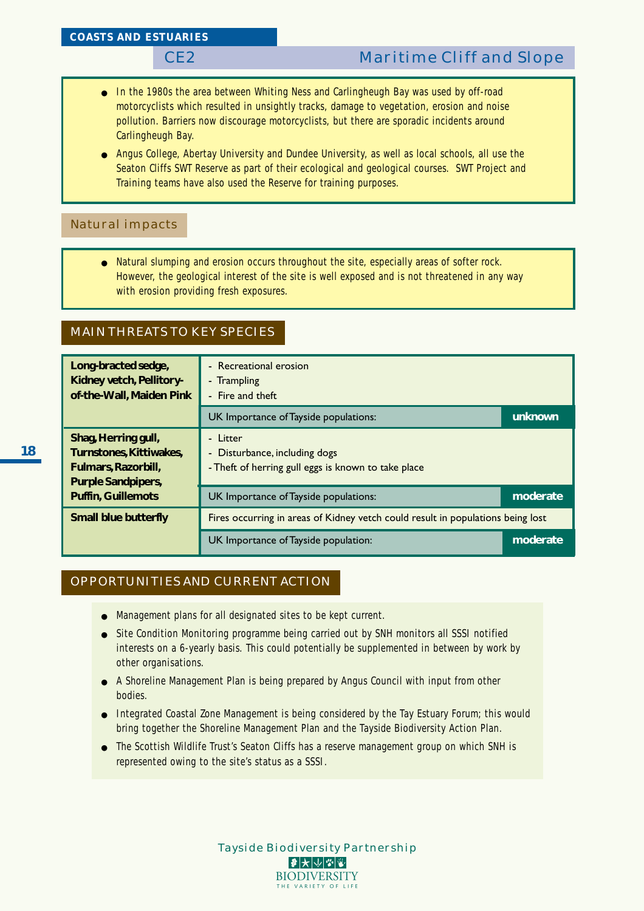## COASTS AND ESTUARIES

## CE2 Maritime Cliff and Slope

- In the 1980s the area between Whiting Ness and Carlingheugh Bay was used by off-road motorcyclists which resulted in unsightly tracks, damage to vegetation, erosion and noise pollution. Barriers now discourage motorcyclists, but there are sporadic incidents around Carlingheugh Bay.
- Angus College, Abertay University and Dundee University, as well as local schools, all use the Seaton Cliffs SWT Reserve as part of their ecological and geological courses. SWT Project and Training teams have also used the Reserve for training purposes.

### Natural impacts

- Natural slumping and erosion occurs throughout the site, especially areas of softer rock. However, the geological interest of the site is well exposed and is not threatened in any way with erosion providing fresh exposures.

### MAIN THREATS TO KEY SPECIES

| Species | Threats | |
|---|---|---|
| **Long-bracted sedge, Kidney vetch, Pellitory-of-the-Wall, Maiden Pink** | - Recreational erosion<br>- Trampling<br>- Fire and theft | |
| | UK Importance of Tayside populations: | **unknown** |
| **Shag, Herring gull, Turnstones, Kittiwakes, Fulmars, Razorbill, Purple Sandpipers, Puffin, Guillemots** | - Litter<br>- Disturbance, including dogs<br>- Theft of herring gull eggs is known to take place | |
| | UK Importance of Tayside populations: | **moderate** |
| **Small blue butterfly** | Fires occurring in areas of Kidney vetch could result in populations being lost | |
| | UK Importance of Tayside population: | **moderate** |

### OPPORTUNITIES AND CURRENT ACTION

- Management plans for all designated sites to be kept current.
- Site Condition Monitoring programme being carried out by SNH monitors all SSSI notified interests on a 6-yearly basis. This could potentially be supplemented in between by work by other organisations.
- A Shoreline Management Plan is being prepared by Angus Council with input from other bodies.
- Integrated Coastal Zone Management is being considered by the Tay Estuary Forum; this would bring together the Shoreline Management Plan and the Tayside Biodiversity Action Plan.
- The Scottish Wildlife Trust's Seaton Cliffs has a reserve management group on which SNH is represented owing to the site's status as a SSSI.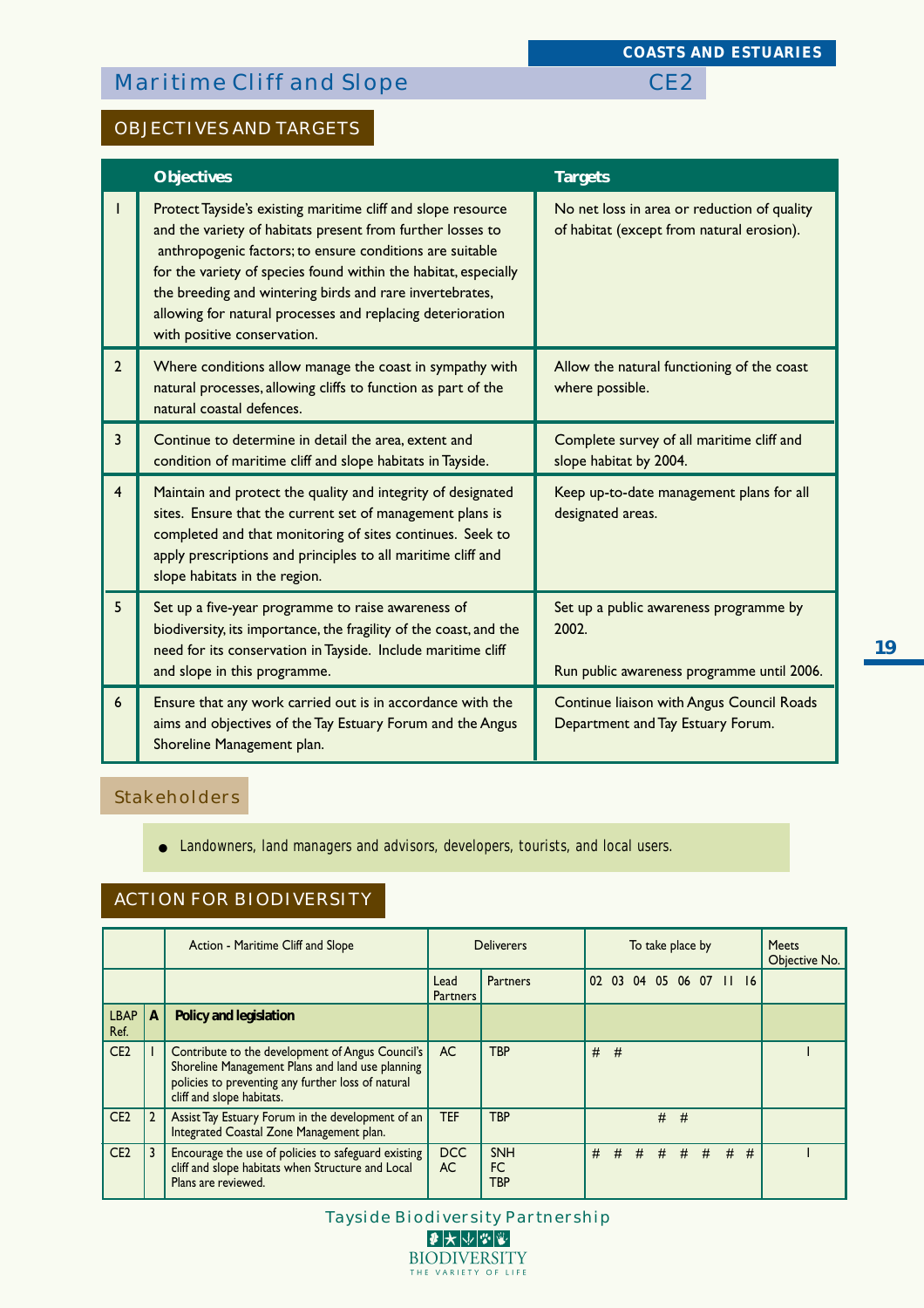# Maritime Cliff and Slope CE2

## OBJECTIVES AND TARGETS

| | Objectives | Targets |
|---|---|---|
| 1 | Protect Tayside's existing maritime cliff and slope resource and the variety of habitats present from further losses to anthropogenic factors; to ensure conditions are suitable for the variety of species found within the habitat, especially the breeding and wintering birds and rare invertebrates, allowing for natural processes and replacing deterioration with positive conservation. | No net loss in area or reduction of quality of habitat (except from natural erosion). |
| 2 | Where conditions allow manage the coast in sympathy with natural processes, allowing cliffs to function as part of the natural coastal defences. | Allow the natural functioning of the coast where possible. |
| 3 | Continue to determine in detail the area, extent and condition of maritime cliff and slope habitats in Tayside. | Complete survey of all maritime cliff and slope habitat by 2004. |
| 4 | Maintain and protect the quality and integrity of designated sites. Ensure that the current set of management plans is completed and that monitoring of sites continues. Seek to apply prescriptions and principles to all maritime cliff and slope habitats in the region. | Keep up-to-date management plans for all designated areas. |
| 5 | Set up a five-year programme to raise awareness of biodiversity, its importance, the fragility of the coast, and the need for its conservation in Tayside. Include maritime cliff and slope in this programme. | Set up a public awareness programme by 2002.<br><br>Run public awareness programme until 2006. |
| 6 | Ensure that any work carried out is in accordance with the aims and objectives of the Tay Estuary Forum and the Angus Shoreline Management plan. | Continue liaison with Angus Council Roads Department and Tay Estuary Forum. |

## Stakeholders

- Landowners, land managers and advisors, developers, tourists, and local users.

## ACTION FOR BIODIVERSITY

| | | Action - Maritime Cliff and Slope | Deliverers | | To take place by | | | | | | | | Meets Objective No. |
|---|---|---|---|---|---|---|---|---|---|---|---|---|---|
| | | | Lead Partners | Partners | 02 | 03 | 04 | 05 | 06 | 07 | 11 | 16 | |
| LBAP Ref. | A | **Policy and legislation** | | | | | | | | | | | |
| CE2 | 1 | Contribute to the development of Angus Council's Shoreline Management Plans and land use planning policies to preventing any further loss of natural cliff and slope habitats. | AC | TBP | # | # | | | | | | | 1 |
| CE2 | 2 | Assist Tay Estuary Forum in the development of an Integrated Coastal Zone Management plan. | TEF | TBP | | | | # | # | | | | |
| CE2 | 3 | Encourage the use of policies to safeguard existing cliff and slope habitats when Structure and Local Plans are reviewed. | DCC<br>AC | SNH<br>FC<br>TBP | # | # | # | # | # | # | # | # | 1 |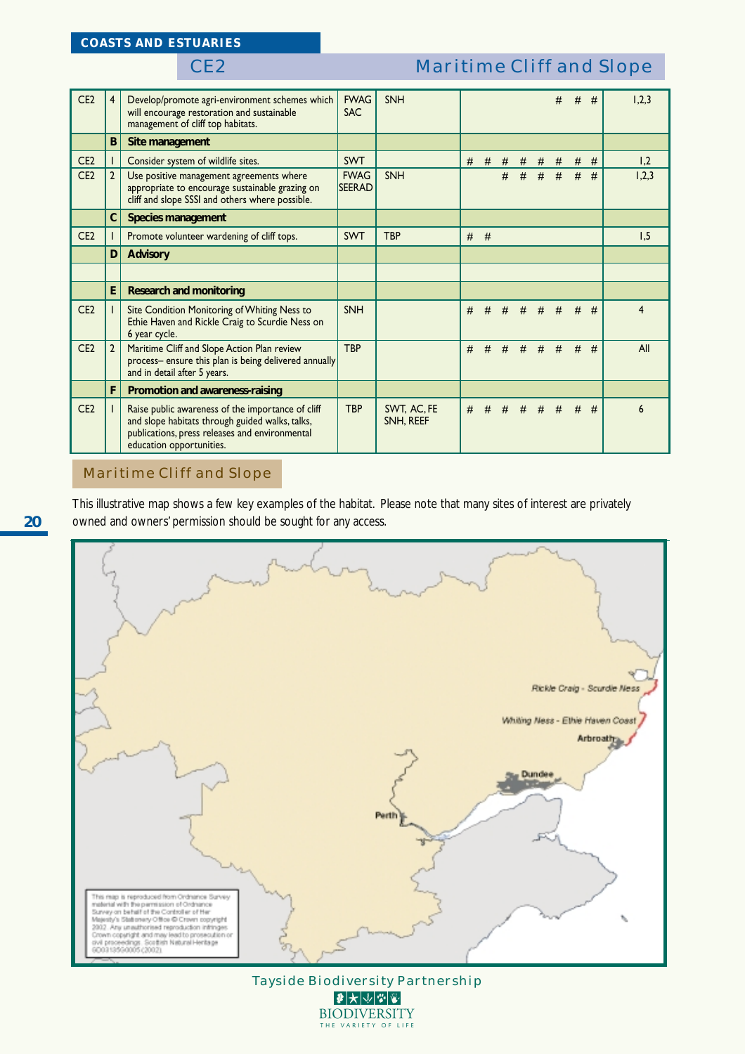# CE2 Maritime Cliff and Slope

| | | | | | | | | | | | | | |
|---|---|---|---|---|---|---|---|---|---|---|---|---|---|
| CE2 | 4 | Develop/promote agri-environment schemes which will encourage restoration and sustainable management of cliff top habitats. | FWAG SAC | SNH | | | | | | # | # | # | 1,2,3 |
| | **B** | **Site management** | | | | | | | | | | | |
| CE2 | 1 | Consider system of wildlife sites. | SWT | | # | # | # | # | # | # | # | # | 1,2 |
| CE2 | 2 | Use positive management agreements where appropriate to encourage sustainable grazing on cliff and slope SSSI and others where possible. | FWAG SEERAD | SNH | | | # | # | # | # | # | # | 1,2,3 |
| | **C** | **Species management** | | | | | | | | | | | |
| CE2 | 1 | Promote volunteer wardening of cliff tops. | SWT | TBP | # | # | | | | | | | 1,5 |
| | **D** | **Advisory** | | | | | | | | | | | |
| | | | | | | | | | | | | | |
| | **E** | **Research and monitoring** | | | | | | | | | | | |
| CE2 | 1 | Site Condition Monitoring of Whiting Ness to Ethie Haven and Rickle Craig to Scurdie Ness on 6 year cycle. | SNH | | # | # | # | # | # | # | # | # | 4 |
| CE2 | 2 | Maritime Cliff and Slope Action Plan review process– ensure this plan is being delivered annually and in detail after 5 years. | TBP | | # | # | # | # | # | # | # | # | All |
| | **F** | **Promotion and awareness-raising** | | | | | | | | | | | |
| CE2 | 1 | Raise public awareness of the importance of cliff and slope habitats through guided walks, talks, publications, press releases and environmental education opportunities. | TBP | SWT, AC, FE SNH, REEF | # | # | # | # | # | # | # | # | 6 |

## Maritime Cliff and Slope

This illustrative map shows a few key examples of the habitat. Please note that many sites of interest are privately owned and owners' permission should be sought for any access.

Rickle Craig - Scurdie Ness

Whiting Ness - Ethie Haven Coast

Arbroath

Dundee

Perth

This map is reproduced from Ordnance Survey material with the permission of Ordnance Survey on behalf of the Controller of Her Majesty's Stationery Office © Crown copyright 2002. Any unauthorised reproduction infringes Crown copyright and may lead to prosecution or civil proceedings. Scottish Natural Heritage GD03135G0005 (2002).